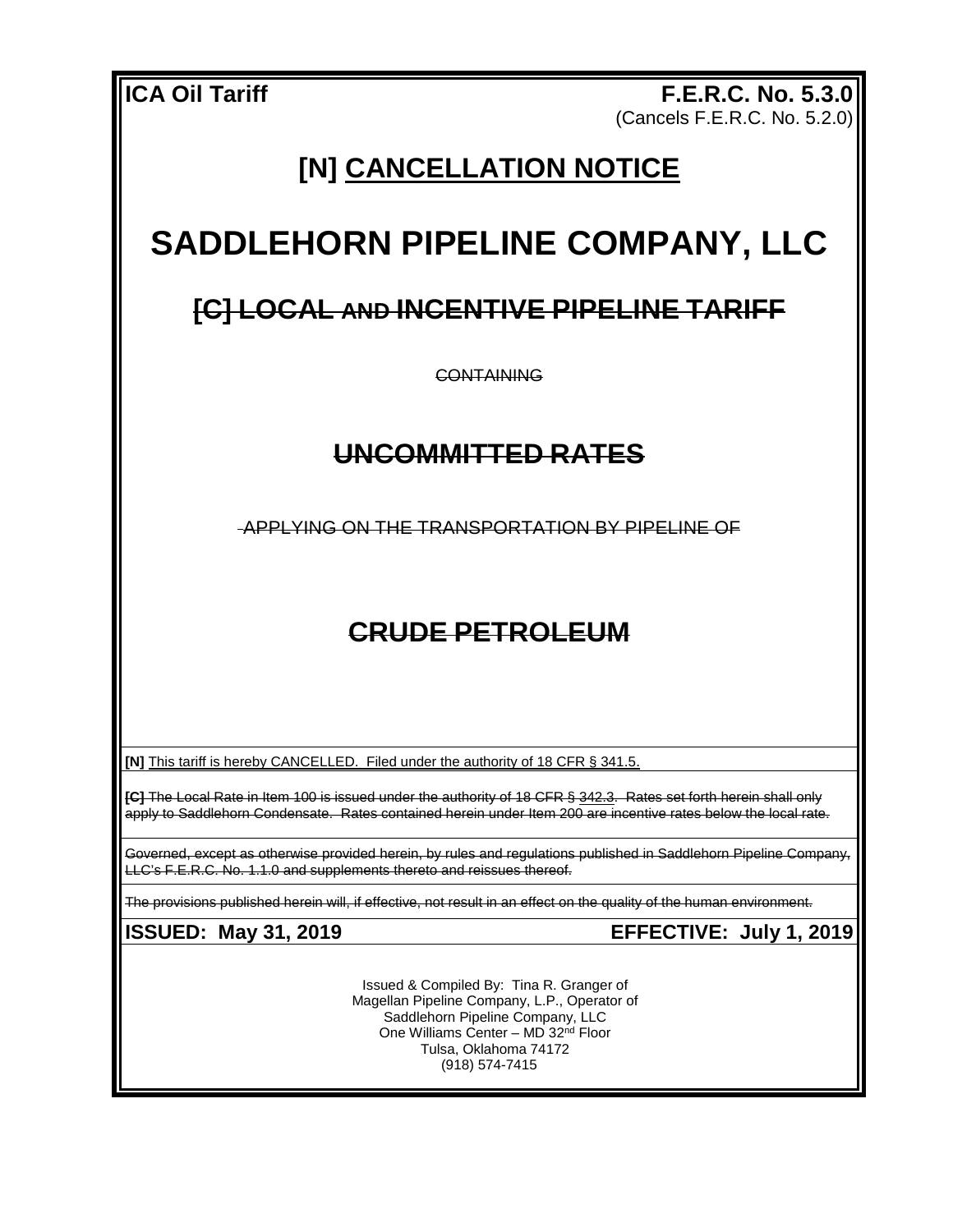**ICA Oil Tariff** **F.E.R.C. No. 5.3.0**
(Cancels F.E.R.C. No. 5.2.0)

# [N] CANCELLATION NOTICE

# SADDLEHORN PIPELINE COMPANY, LLC

## ~~[C] LOCAL AND INCENTIVE PIPELINE TARIFF~~

~~CONTAINING~~

## ~~UNCOMMITTED RATES~~

~~APPLYING ON THE TRANSPORTATION BY PIPELINE OF~~

## ~~CRUDE PETROLEUM~~

**[N]** This tariff is hereby CANCELLED. Filed under the authority of 18 CFR § 341.5.

~~**[C]** The Local Rate in Item 100 is issued under the authority of 18 CFR § 342.3. Rates set forth herein shall only apply to Saddlehorn Condensate. Rates contained herein under Item 200 are incentive rates below the local rate.~~

~~Governed, except as otherwise provided herein, by rules and regulations published in Saddlehorn Pipeline Company, LLC's F.E.R.C. No. 1.1.0 and supplements thereto and reissues thereof.~~

~~The provisions published herein will, if effective, not result in an effect on the quality of the human environment.~~

**ISSUED: May 31, 2019** **EFFECTIVE: July 1, 2019**

Issued & Compiled By: Tina R. Granger of
Magellan Pipeline Company, L.P., Operator of
Saddlehorn Pipeline Company, LLC
One Williams Center – MD 32nd Floor
Tulsa, Oklahoma 74172
(918) 574-7415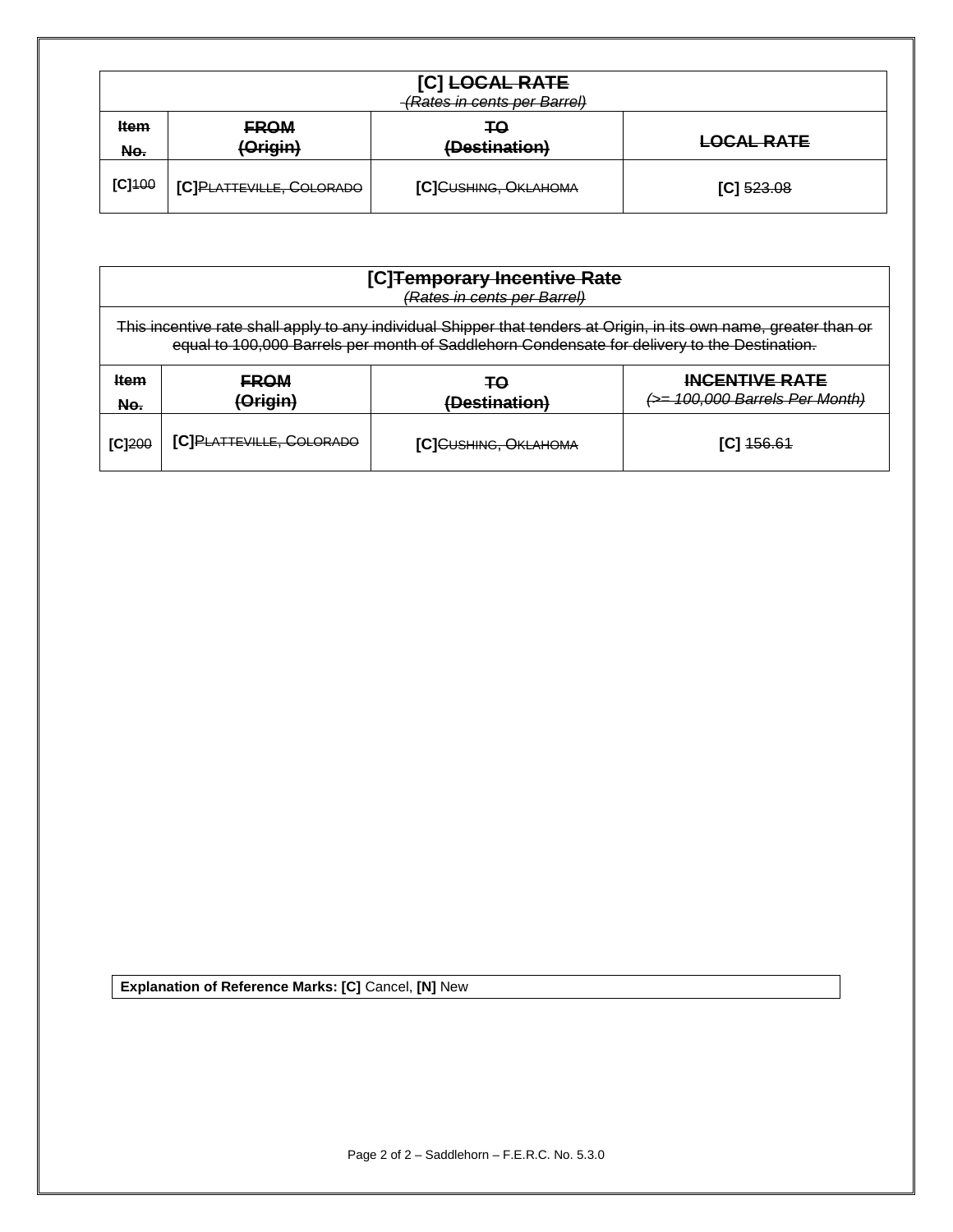| [C] ~~LOCAL RATE~~ *~~(Rates in cents per Barrel)~~* | | | |
|---|---|---|---|
| ~~Item No.~~ | ~~FROM (Origin)~~ | ~~TO (Destination)~~ | ~~LOCAL RATE~~ |
| [C]~~100~~ | [C]~~PLATTEVILLE, COLORADO~~ | [C]~~CUSHING, OKLAHOMA~~ | [C] ~~523.08~~ |

| [C]~~Temporary Incentive Rate~~ *~~(Rates in cents per Barrel)~~* | | | |
|---|---|---|---|
| ~~This incentive rate shall apply to any individual Shipper that tenders at Origin, in its own name, greater than or equal to 100,000 Barrels per month of Saddlehorn Condensate for delivery to the Destination.~~ | | | |
| ~~Item No.~~ | ~~FROM (Origin)~~ | ~~TO (Destination)~~ | ~~INCENTIVE RATE~~ *~~(>= 100,000 Barrels Per Month)~~* |
| [C]~~200~~ | [C]~~PLATTEVILLE, COLORADO~~ | [C]~~CUSHING, OKLAHOMA~~ | [C] ~~156.61~~ |

**Explanation of Reference Marks: [C]** Cancel, **[N]** New